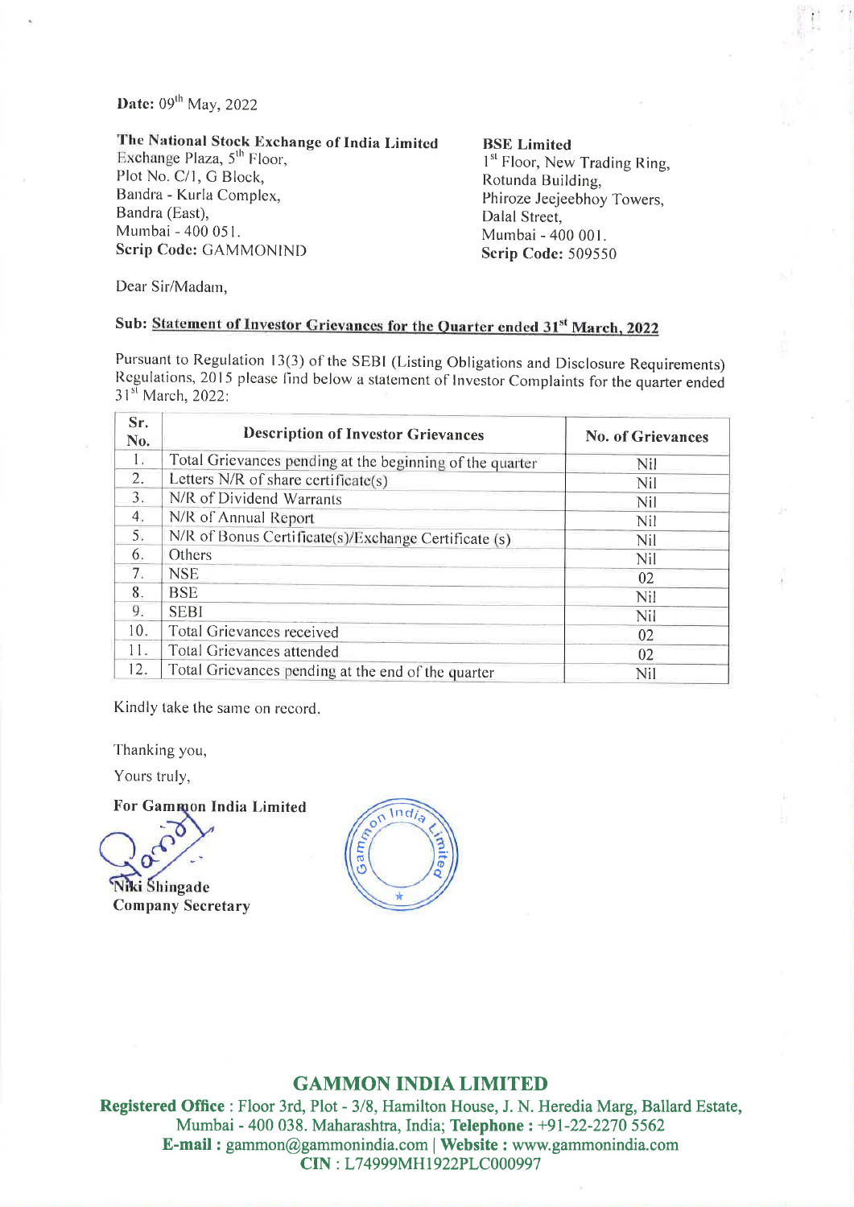**Date:** 09th May, 2022

**The National Stock Exchange of India Limited**
Exchange Plaza, 5th Floor,
Plot No. C/1, G Block,
Bandra - Kurla Complex,
Bandra (East),
Mumbai - 400 051.
**Scrip Code:** GAMMONIND

**BSE Limited**
1st Floor, New Trading Ring,
Rotunda Building,
Phiroze Jeejeebhoy Towers,
Dalal Street,
Mumbai - 400 001.
**Scrip Code:** 509550

Dear Sir/Madam,

**Sub: Statement of Investor Grievances for the Quarter ended 31st March, 2022**

Pursuant to Regulation 13(3) of the SEBI (Listing Obligations and Disclosure Requirements) Regulations, 2015 please find below a statement of Investor Complaints for the quarter ended 31st March, 2022:

| Sr. No. | Description of Investor Grievances | No. of Grievances |
|---|---|---|
| 1. | Total Grievances pending at the beginning of the quarter | Nil |
| 2. | Letters N/R of share certificate(s) | Nil |
| 3. | N/R of Dividend Warrants | Nil |
| 4. | N/R of Annual Report | Nil |
| 5. | N/R of Bonus Certificate(s)/Exchange Certificate (s) | Nil |
| 6. | Others | Nil |
| 7. | NSE | 02 |
| 8. | BSE | Nil |
| 9. | SEBI | Nil |
| 10. | Total Grievances received | 02 |
| 11. | Total Grievances attended | 02 |
| 12. | Total Grievances pending at the end of the quarter | Nil |

Kindly take the same on record.

Thanking you,

Yours truly,

**For Gammon India Limited**

**Niki Shingade**
**Company Secretary**

**GAMMON INDIA LIMITED**
**Registered Office** : Floor 3rd, Plot - 3/8, Hamilton House, J. N. Heredia Marg, Ballard Estate, Mumbai - 400 038. Maharashtra, India; **Telephone :** +91-22-2270 5562
**E-mail :** gammon@gammonindia.com | **Website :** www.gammonindia.com
**CIN** : L74999MH1922PLC000997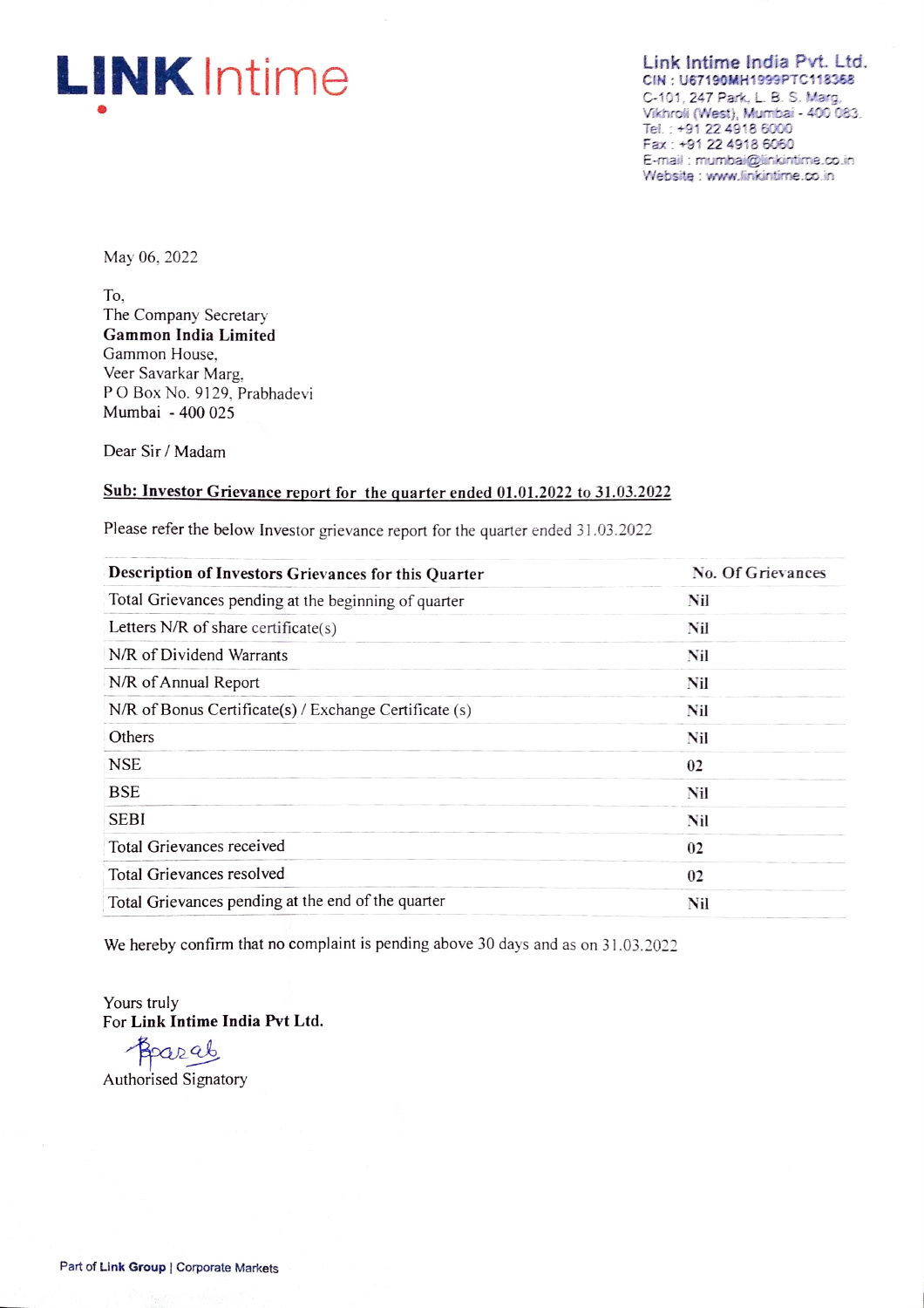**LINK** Intime

**Link Intime India Pvt. Ltd.**
CIN : U67190MH1999PTC118368
C-101, 247 Park, L. B. S. Marg,
Vikhroli (West), Mumbai - 400 083.
Tel. : +91 22 4918 6000
Fax : +91 22 4918 6060
E-mail : mumbai@linkintime.co.in
Website : www.linkintime.co.in

May 06, 2022

To,
The Company Secretary
**Gammon India Limited**
Gammon House,
Veer Savarkar Marg,
P O Box No. 9129, Prabhadevi
Mumbai - 400 025

Dear Sir / Madam

**Sub: Investor Grievance report for the quarter ended 01.01.2022 to 31.03.2022**

Please refer the below Investor grievance report for the quarter ended 31.03.2022

| Description of Investors Grievances for this Quarter | No. Of Grievances |
|---|---|
| Total Grievances pending at the beginning of quarter | Nil |
| Letters N/R of share certificate(s) | Nil |
| N/R of Dividend Warrants | Nil |
| N/R of Annual Report | Nil |
| N/R of Bonus Certificate(s) / Exchange Certificate (s) | Nil |
| Others | Nil |
| NSE | 02 |
| BSE | Nil |
| SEBI | Nil |
| Total Grievances received | 02 |
| Total Grievances resolved | 02 |
| Total Grievances pending at the end of the quarter | Nil |

We hereby confirm that no complaint is pending above 30 days and as on 31.03.2022

Yours truly
For **Link Intime India Pvt Ltd.**

Authorised Signatory

Part of **Link Group** | Corporate Markets